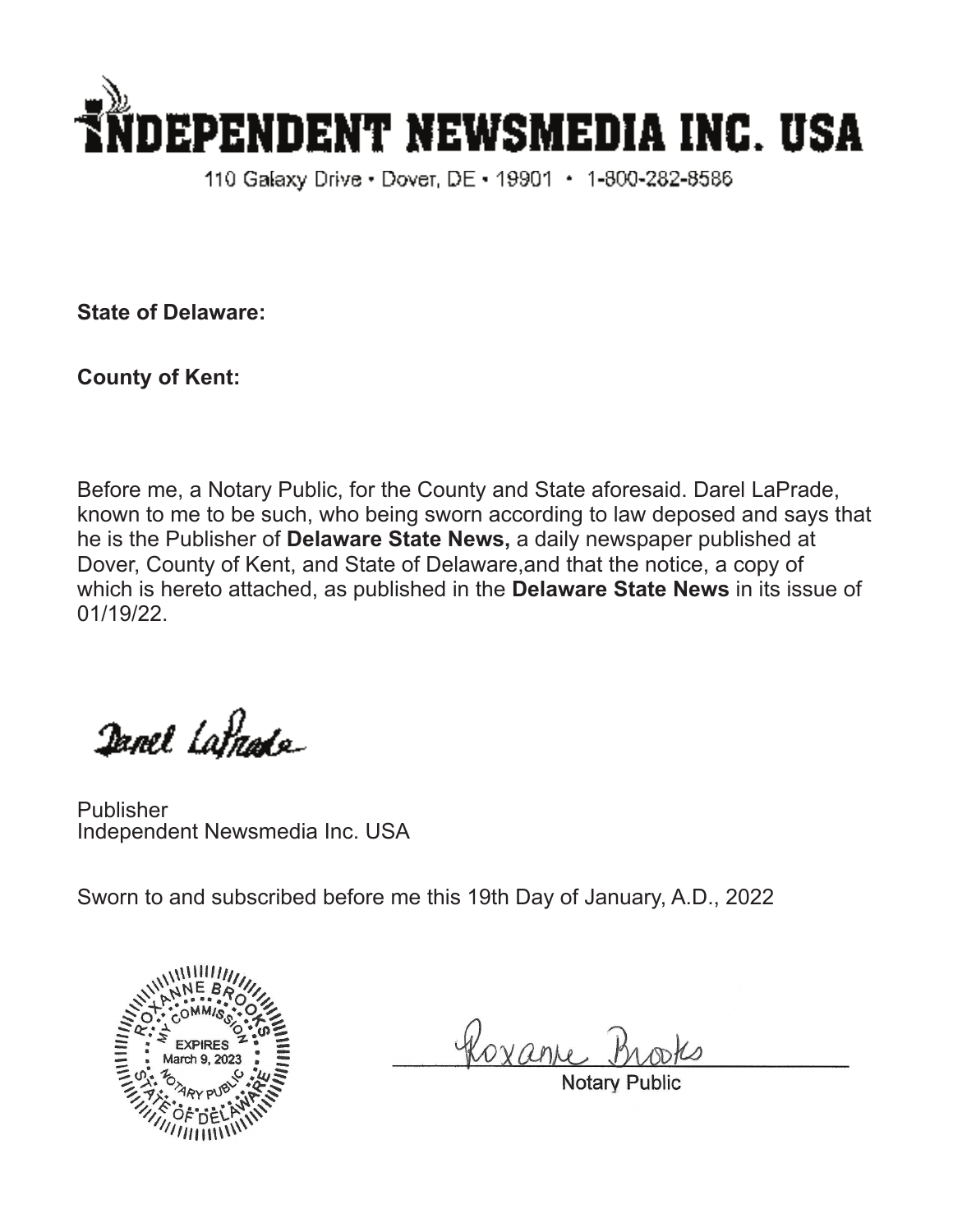# INDEPENDENT NEWSMEDIA INC. USA

110 Galaxy Drive • Dover, DE • 19901 • 1-800-282-8586

**State of Delaware:**

**County of Kent:**

Before me, a Notary Public, for the County and State aforesaid. Darel LaPrade, known to me to be such, who being sworn according to law deposed and says that he is the Publisher of **Delaware State News,** a daily newspaper published at Dover, County of Kent, and State of Delaware,and that the notice, a copy of which is hereto attached, as published in the **Delaware State News** in its issue of 01/19/22.

Darel LaPrade

Publisher
Independent Newsmedia Inc. USA

Sworn to and subscribed before me this 19th Day of January, A.D., 2022

ROXANNE BROOKS
MY COMMISSION EXPIRES March 9, 2023
NOTARY PUBLIC
STATE OF DELAWARE

Roxanne Brooks
Notary Public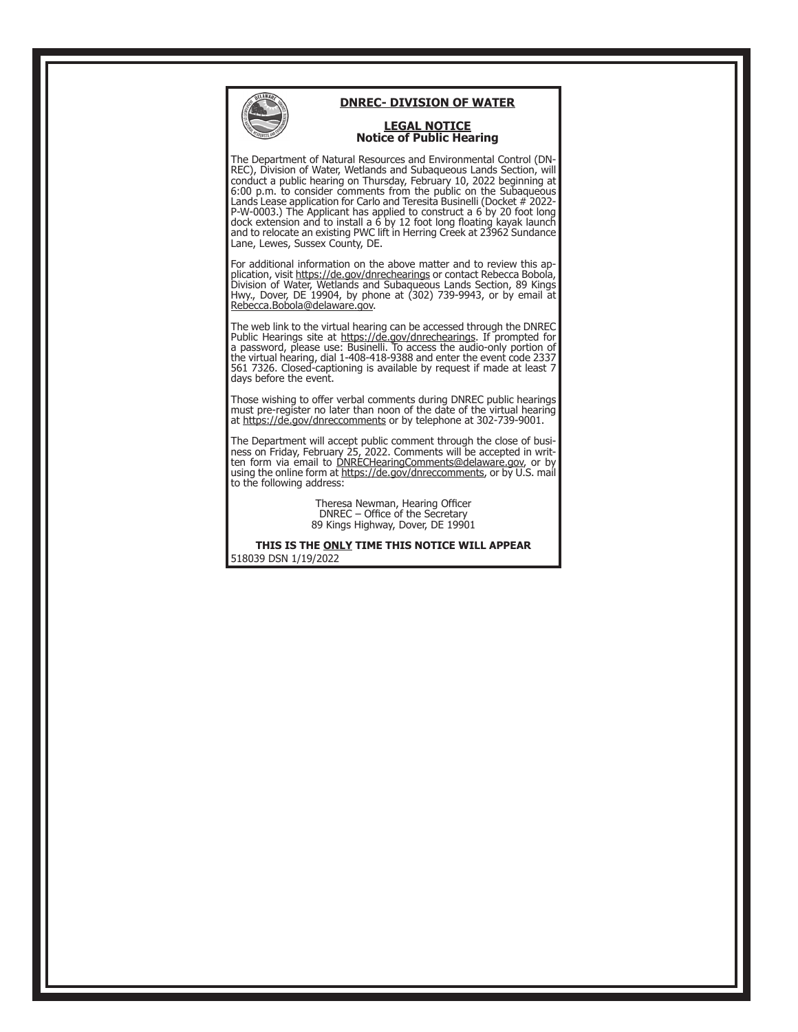## DNREC- DIVISION OF WATER

### LEGAL NOTICE
### Notice of Public Hearing

The Department of Natural Resources and Environmental Control (DNREC), Division of Water, Wetlands and Subaqueous Lands Section, will conduct a public hearing on Thursday, February 10, 2022 beginning at 6:00 p.m. to consider comments from the public on the Subaqueous Lands Lease application for Carlo and Teresita Businelli (Docket # 2022-P-W-0003.) The Applicant has applied to construct a 6 by 20 foot long dock extension and to install a 6 by 12 foot long floating kayak launch and to relocate an existing PWC lift in Herring Creek at 23962 Sundance Lane, Lewes, Sussex County, DE.

For additional information on the above matter and to review this application, visit https://de.gov/dnrechearings or contact Rebecca Bobola, Division of Water, Wetlands and Subaqueous Lands Section, 89 Kings Hwy., Dover, DE 19904, by phone at (302) 739-9943, or by email at Rebecca.Bobola@delaware.gov.

The web link to the virtual hearing can be accessed through the DNREC Public Hearings site at https://de.gov/dnrechearings. If prompted for a password, please use: Businelli. To access the audio-only portion of the virtual hearing, dial 1-408-418-9388 and enter the event code 2337 561 7326. Closed-captioning is available by request if made at least 7 days before the event.

Those wishing to offer verbal comments during DNREC public hearings must pre-register no later than noon of the date of the virtual hearing at https://de.gov/dnreccomments or by telephone at 302-739-9001.

The Department will accept public comment through the close of business on Friday, February 25, 2022. Comments will be accepted in written form via email to DNRECHearingComments@delaware.gov, or by using the online form at https://de.gov/dnreccomments, or by U.S. mail to the following address:

Theresa Newman, Hearing Officer
DNREC – Office of the Secretary
89 Kings Highway, Dover, DE 19901

**THIS IS THE ONLY TIME THIS NOTICE WILL APPEAR**

518039 DSN 1/19/2022